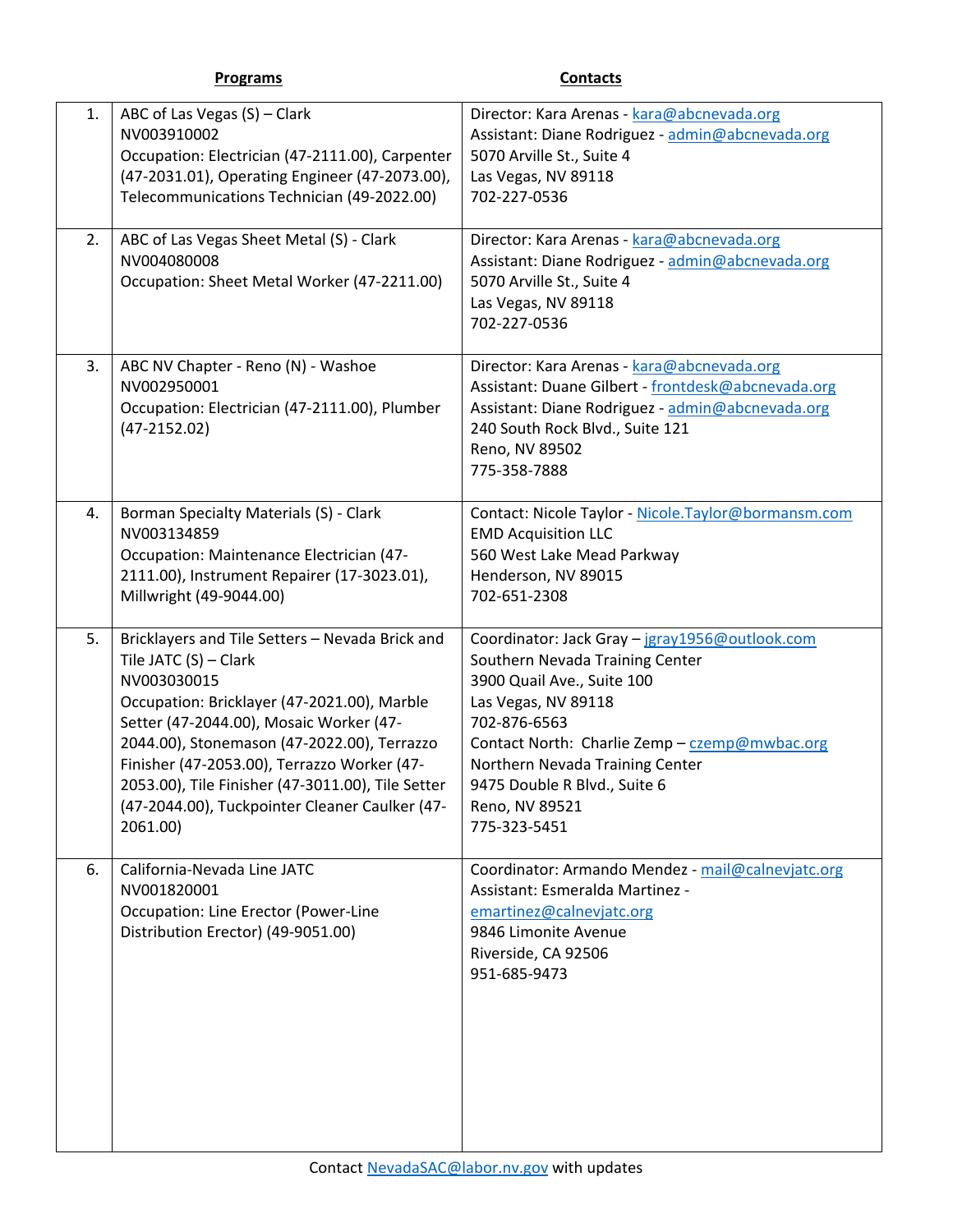| | **Programs** | **Contacts** |
|---|---|---|
| 1. | ABC of Las Vegas (S) – Clark<br>NV003910002<br>Occupation: Electrician (47-2111.00), Carpenter (47-2031.01), Operating Engineer (47-2073.00), Telecommunications Technician (49-2022.00) | Director: Kara Arenas - kara@abcnevada.org<br>Assistant: Diane Rodriguez - admin@abcnevada.org<br>5070 Arville St., Suite 4<br>Las Vegas, NV 89118<br>702-227-0536 |
| 2. | ABC of Las Vegas Sheet Metal (S) - Clark<br>NV004080008<br>Occupation: Sheet Metal Worker (47-2211.00) | Director: Kara Arenas - kara@abcnevada.org<br>Assistant: Diane Rodriguez - admin@abcnevada.org<br>5070 Arville St., Suite 4<br>Las Vegas, NV 89118<br>702-227-0536 |
| 3. | ABC NV Chapter - Reno (N) - Washoe<br>NV002950001<br>Occupation: Electrician (47-2111.00), Plumber (47-2152.02) | Director: Kara Arenas - kara@abcnevada.org<br>Assistant: Duane Gilbert - frontdesk@abcnevada.org<br>Assistant: Diane Rodriguez - admin@abcnevada.org<br>240 South Rock Blvd., Suite 121<br>Reno, NV 89502<br>775-358-7888 |
| 4. | Borman Specialty Materials (S) - Clark<br>NV003134859<br>Occupation: Maintenance Electrician (47-2111.00), Instrument Repairer (17-3023.01), Millwright (49-9044.00) | Contact: Nicole Taylor - Nicole.Taylor@bormansm.com<br>EMD Acquisition LLC<br>560 West Lake Mead Parkway<br>Henderson, NV 89015<br>702-651-2308 |
| 5. | Bricklayers and Tile Setters – Nevada Brick and Tile JATC (S) – Clark<br>NV003030015<br>Occupation: Bricklayer (47-2021.00), Marble Setter (47-2044.00), Mosaic Worker (47-2044.00), Stonemason (47-2022.00), Terrazzo Finisher (47-2053.00), Terrazzo Worker (47-2053.00), Tile Finisher (47-3011.00), Tile Setter (47-2044.00), Tuckpointer Cleaner Caulker (47-2061.00) | Coordinator: Jack Gray – jgray1956@outlook.com<br>Southern Nevada Training Center<br>3900 Quail Ave., Suite 100<br>Las Vegas, NV 89118<br>702-876-6563<br>Contact North: Charlie Zemp – czemp@mwbac.org<br>Northern Nevada Training Center<br>9475 Double R Blvd., Suite 6<br>Reno, NV 89521<br>775-323-5451 |
| 6. | California-Nevada Line JATC<br>NV001820001<br>Occupation: Line Erector (Power-Line Distribution Erector) (49-9051.00) | Coordinator: Armando Mendez - mail@calnevjatc.org<br>Assistant: Esmeralda Martinez - emartinez@calnevjatc.org<br>9846 Limonite Avenue<br>Riverside, CA 92506<br>951-685-9473 |

Contact NevadaSAC@labor.nv.gov with updates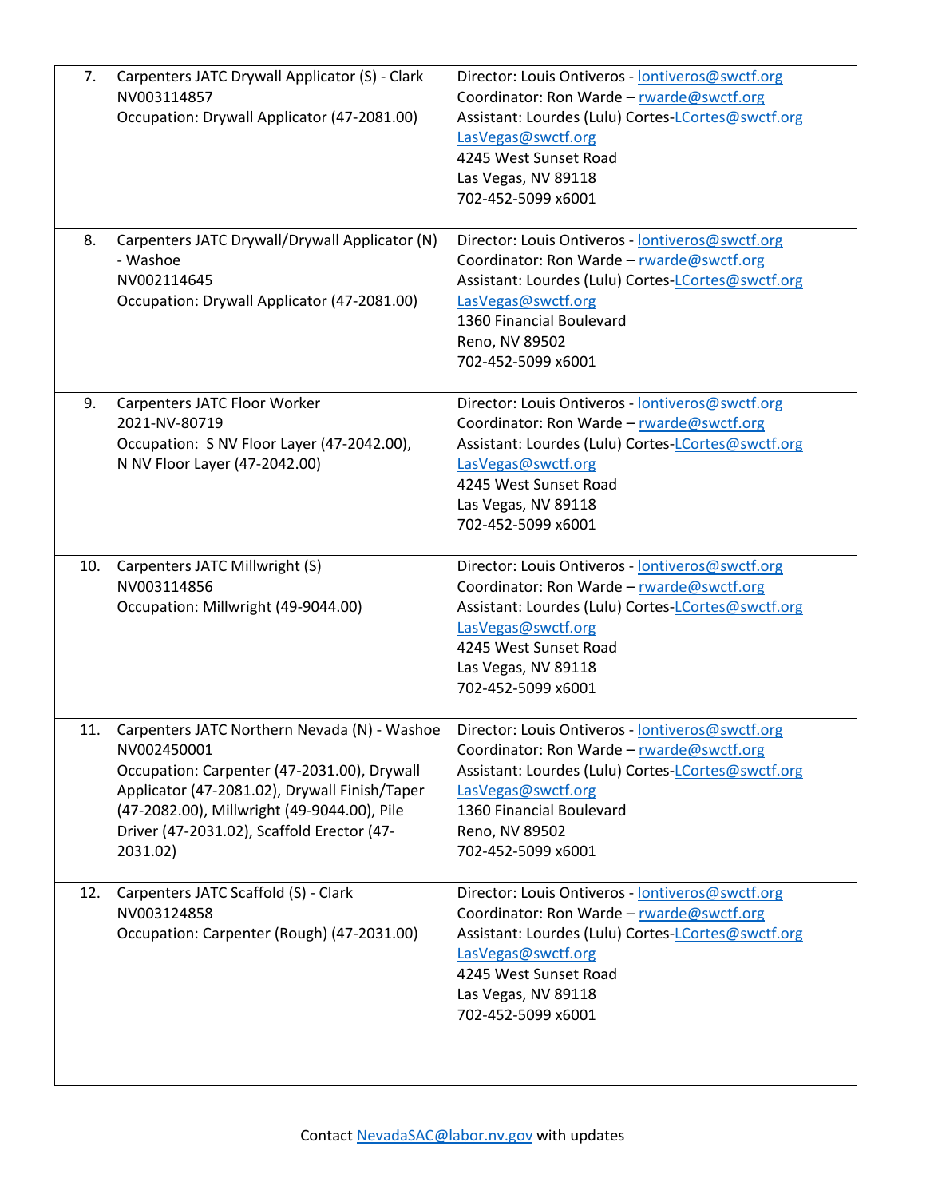| | | |
|---|---|---|
| 7. | Carpenters JATC Drywall Applicator (S) - Clark<br>NV003114857<br>Occupation: Drywall Applicator (47-2081.00) | Director: Louis Ontiveros - lontiveros@swctf.org<br>Coordinator: Ron Warde – rwarde@swctf.org<br>Assistant: Lourdes (Lulu) Cortes-LCortes@swctf.org<br>LasVegas@swctf.org<br>4245 West Sunset Road<br>Las Vegas, NV 89118<br>702-452-5099 x6001 |
| 8. | Carpenters JATC Drywall/Drywall Applicator (N) - Washoe<br>NV002114645<br>Occupation: Drywall Applicator (47-2081.00) | Director: Louis Ontiveros - lontiveros@swctf.org<br>Coordinator: Ron Warde – rwarde@swctf.org<br>Assistant: Lourdes (Lulu) Cortes-LCortes@swctf.org<br>LasVegas@swctf.org<br>1360 Financial Boulevard<br>Reno, NV 89502<br>702-452-5099 x6001 |
| 9. | Carpenters JATC Floor Worker<br>2021-NV-80719<br>Occupation: S NV Floor Layer (47-2042.00),<br>N NV Floor Layer (47-2042.00) | Director: Louis Ontiveros - lontiveros@swctf.org<br>Coordinator: Ron Warde – rwarde@swctf.org<br>Assistant: Lourdes (Lulu) Cortes-LCortes@swctf.org<br>LasVegas@swctf.org<br>4245 West Sunset Road<br>Las Vegas, NV 89118<br>702-452-5099 x6001 |
| 10. | Carpenters JATC Millwright (S)<br>NV003114856<br>Occupation: Millwright (49-9044.00) | Director: Louis Ontiveros - lontiveros@swctf.org<br>Coordinator: Ron Warde – rwarde@swctf.org<br>Assistant: Lourdes (Lulu) Cortes-LCortes@swctf.org<br>LasVegas@swctf.org<br>4245 West Sunset Road<br>Las Vegas, NV 89118<br>702-452-5099 x6001 |
| 11. | Carpenters JATC Northern Nevada (N) - Washoe<br>NV002450001<br>Occupation: Carpenter (47-2031.00), Drywall Applicator (47-2081.02), Drywall Finish/Taper (47-2082.00), Millwright (49-9044.00), Pile Driver (47-2031.02), Scaffold Erector (47-2031.02) | Director: Louis Ontiveros - lontiveros@swctf.org<br>Coordinator: Ron Warde – rwarde@swctf.org<br>Assistant: Lourdes (Lulu) Cortes-LCortes@swctf.org<br>LasVegas@swctf.org<br>1360 Financial Boulevard<br>Reno, NV 89502<br>702-452-5099 x6001 |
| 12. | Carpenters JATC Scaffold (S) - Clark<br>NV003124858<br>Occupation: Carpenter (Rough) (47-2031.00) | Director: Louis Ontiveros - lontiveros@swctf.org<br>Coordinator: Ron Warde – rwarde@swctf.org<br>Assistant: Lourdes (Lulu) Cortes-LCortes@swctf.org<br>LasVegas@swctf.org<br>4245 West Sunset Road<br>Las Vegas, NV 89118<br>702-452-5099 x6001 |

Contact NevadaSAC@labor.nv.gov with updates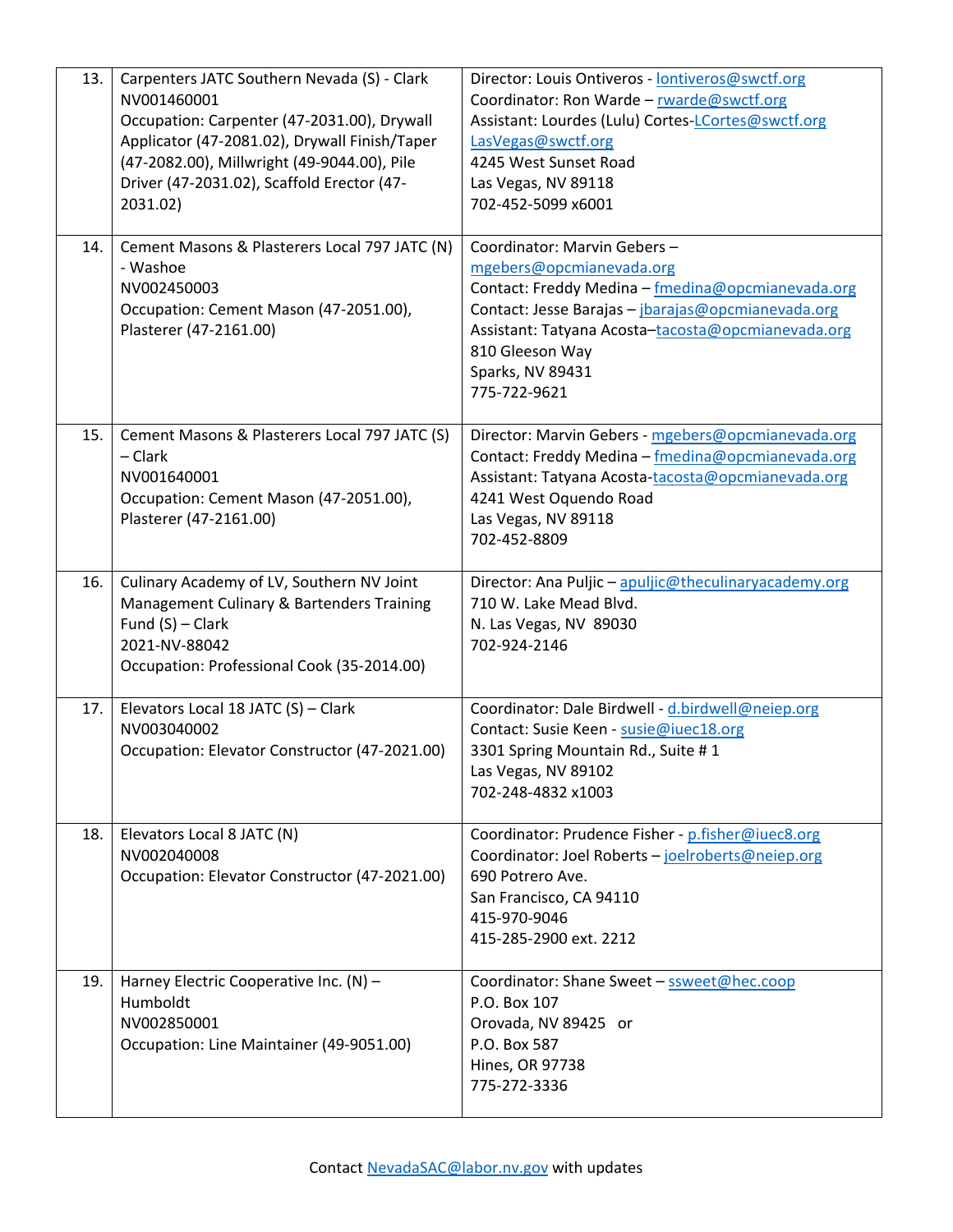| | | |
|---|---|---|
| 13. | Carpenters JATC Southern Nevada (S) - Clark<br>NV001460001<br>Occupation: Carpenter (47-2031.00), Drywall Applicator (47-2081.02), Drywall Finish/Taper (47-2082.00), Millwright (49-9044.00), Pile Driver (47-2031.02), Scaffold Erector (47-2031.02) | Director: Louis Ontiveros - lontiveros@swctf.org<br>Coordinator: Ron Warde – rwarde@swctf.org<br>Assistant: Lourdes (Lulu) Cortes-LCortes@swctf.org<br>LasVegas@swctf.org<br>4245 West Sunset Road<br>Las Vegas, NV 89118<br>702-452-5099 x6001 |
| 14. | Cement Masons & Plasterers Local 797 JATC (N) - Washoe<br>NV002450003<br>Occupation: Cement Mason (47-2051.00), Plasterer (47-2161.00) | Coordinator: Marvin Gebers – mgebers@opcmianevada.org<br>Contact: Freddy Medina – fmedina@opcmianevada.org<br>Contact: Jesse Barajas – jbarajas@opcmianevada.org<br>Assistant: Tatyana Acosta–tacosta@opcmianevada.org<br>810 Gleeson Way<br>Sparks, NV 89431<br>775-722-9621 |
| 15. | Cement Masons & Plasterers Local 797 JATC (S) – Clark<br>NV001640001<br>Occupation: Cement Mason (47-2051.00), Plasterer (47-2161.00) | Director: Marvin Gebers - mgebers@opcmianevada.org<br>Contact: Freddy Medina – fmedina@opcmianevada.org<br>Assistant: Tatyana Acosta-tacosta@opcmianevada.org<br>4241 West Oquendo Road<br>Las Vegas, NV 89118<br>702-452-8809 |
| 16. | Culinary Academy of LV, Southern NV Joint Management Culinary & Bartenders Training Fund (S) – Clark<br>2021-NV-88042<br>Occupation: Professional Cook (35-2014.00) | Director: Ana Puljic – apuljic@theculinaryacademy.org<br>710 W. Lake Mead Blvd.<br>N. Las Vegas, NV 89030<br>702-924-2146 |
| 17. | Elevators Local 18 JATC (S) – Clark<br>NV003040002<br>Occupation: Elevator Constructor (47-2021.00) | Coordinator: Dale Birdwell - d.birdwell@neiep.org<br>Contact: Susie Keen - susie@iuec18.org<br>3301 Spring Mountain Rd., Suite # 1<br>Las Vegas, NV 89102<br>702-248-4832 x1003 |
| 18. | Elevators Local 8 JATC (N)<br>NV002040008<br>Occupation: Elevator Constructor (47-2021.00) | Coordinator: Prudence Fisher - p.fisher@iuec8.org<br>Coordinator: Joel Roberts – joelroberts@neiep.org<br>690 Potrero Ave.<br>San Francisco, CA 94110<br>415-970-9046<br>415-285-2900 ext. 2212 |
| 19. | Harney Electric Cooperative Inc. (N) – Humboldt<br>NV002850001<br>Occupation: Line Maintainer (49-9051.00) | Coordinator: Shane Sweet – ssweet@hec.coop<br>P.O. Box 107<br>Orovada, NV 89425 or<br>P.O. Box 587<br>Hines, OR 97738<br>775-272-3336 |

Contact NevadaSAC@labor.nv.gov with updates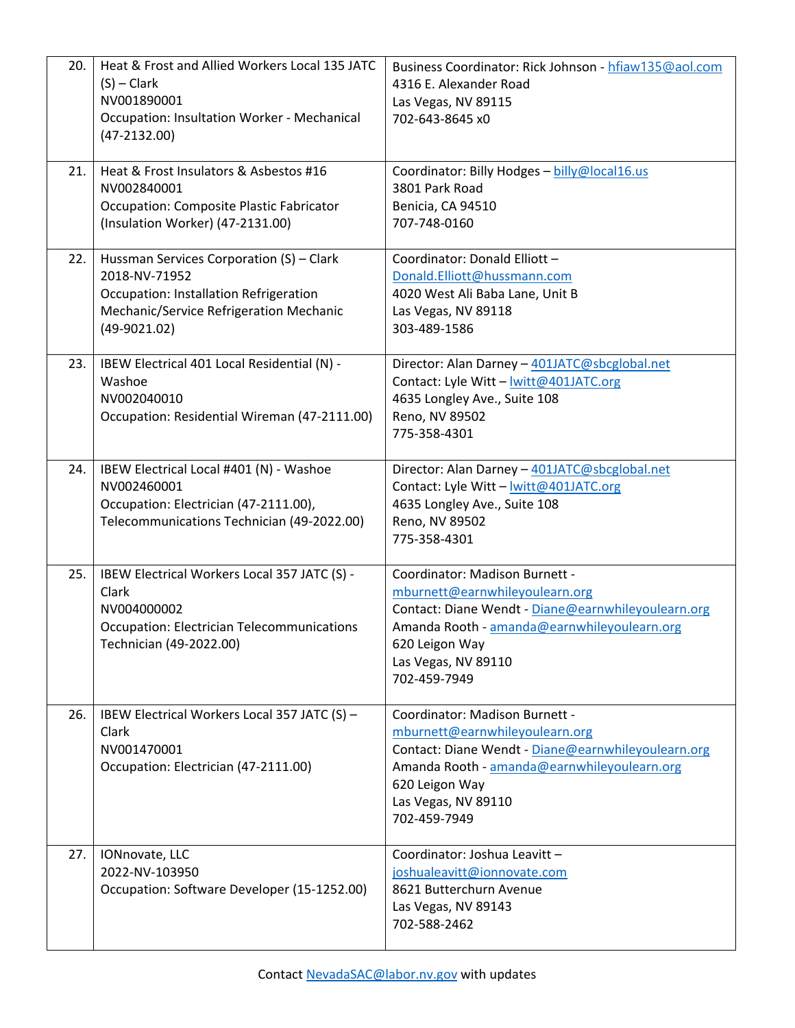| | | |
|---|---|---|
| 20. | Heat & Frost and Allied Workers Local 135 JATC (S) – Clark<br>NV001890001<br>Occupation: Insultation Worker - Mechanical (47-2132.00) | Business Coordinator: Rick Johnson - hfiaw135@aol.com<br>4316 E. Alexander Road<br>Las Vegas, NV 89115<br>702-643-8645 x0 |
| 21. | Heat & Frost Insulators & Asbestos #16<br>NV002840001<br>Occupation: Composite Plastic Fabricator (Insulation Worker) (47-2131.00) | Coordinator: Billy Hodges – billy@local16.us<br>3801 Park Road<br>Benicia, CA 94510<br>707-748-0160 |
| 22. | Hussman Services Corporation (S) – Clark<br>2018-NV-71952<br>Occupation: Installation Refrigeration Mechanic/Service Refrigeration Mechanic (49-9021.02) | Coordinator: Donald Elliott – Donald.Elliott@hussmann.com<br>4020 West Ali Baba Lane, Unit B<br>Las Vegas, NV 89118<br>303-489-1586 |
| 23. | IBEW Electrical 401 Local Residential (N) - Washoe<br>NV002040010<br>Occupation: Residential Wireman (47-2111.00) | Director: Alan Darney – 401JATC@sbcglobal.net<br>Contact: Lyle Witt – lwitt@401JATC.org<br>4635 Longley Ave., Suite 108<br>Reno, NV 89502<br>775-358-4301 |
| 24. | IBEW Electrical Local #401 (N) - Washoe<br>NV002460001<br>Occupation: Electrician (47-2111.00), Telecommunications Technician (49-2022.00) | Director: Alan Darney – 401JATC@sbcglobal.net<br>Contact: Lyle Witt – lwitt@401JATC.org<br>4635 Longley Ave., Suite 108<br>Reno, NV 89502<br>775-358-4301 |
| 25. | IBEW Electrical Workers Local 357 JATC (S) - Clark<br>NV004000002<br>Occupation: Electrician Telecommunications Technician (49-2022.00) | Coordinator: Madison Burnett - mburnett@earnwhileyoulearn.org<br>Contact: Diane Wendt - Diane@earnwhileyoulearn.org<br>Amanda Rooth - amanda@earnwhileyoulearn.org<br>620 Leigon Way<br>Las Vegas, NV 89110<br>702-459-7949 |
| 26. | IBEW Electrical Workers Local 357 JATC (S) – Clark<br>NV001470001<br>Occupation: Electrician (47-2111.00) | Coordinator: Madison Burnett - mburnett@earnwhileyoulearn.org<br>Contact: Diane Wendt - Diane@earnwhileyoulearn.org<br>Amanda Rooth - amanda@earnwhileyoulearn.org<br>620 Leigon Way<br>Las Vegas, NV 89110<br>702-459-7949 |
| 27. | IONnovate, LLC<br>2022-NV-103950<br>Occupation: Software Developer (15-1252.00) | Coordinator: Joshua Leavitt – joshualeavitt@ionnovate.com<br>8621 Butterchurn Avenue<br>Las Vegas, NV 89143<br>702-588-2462 |

Contact NevadaSAC@labor.nv.gov with updates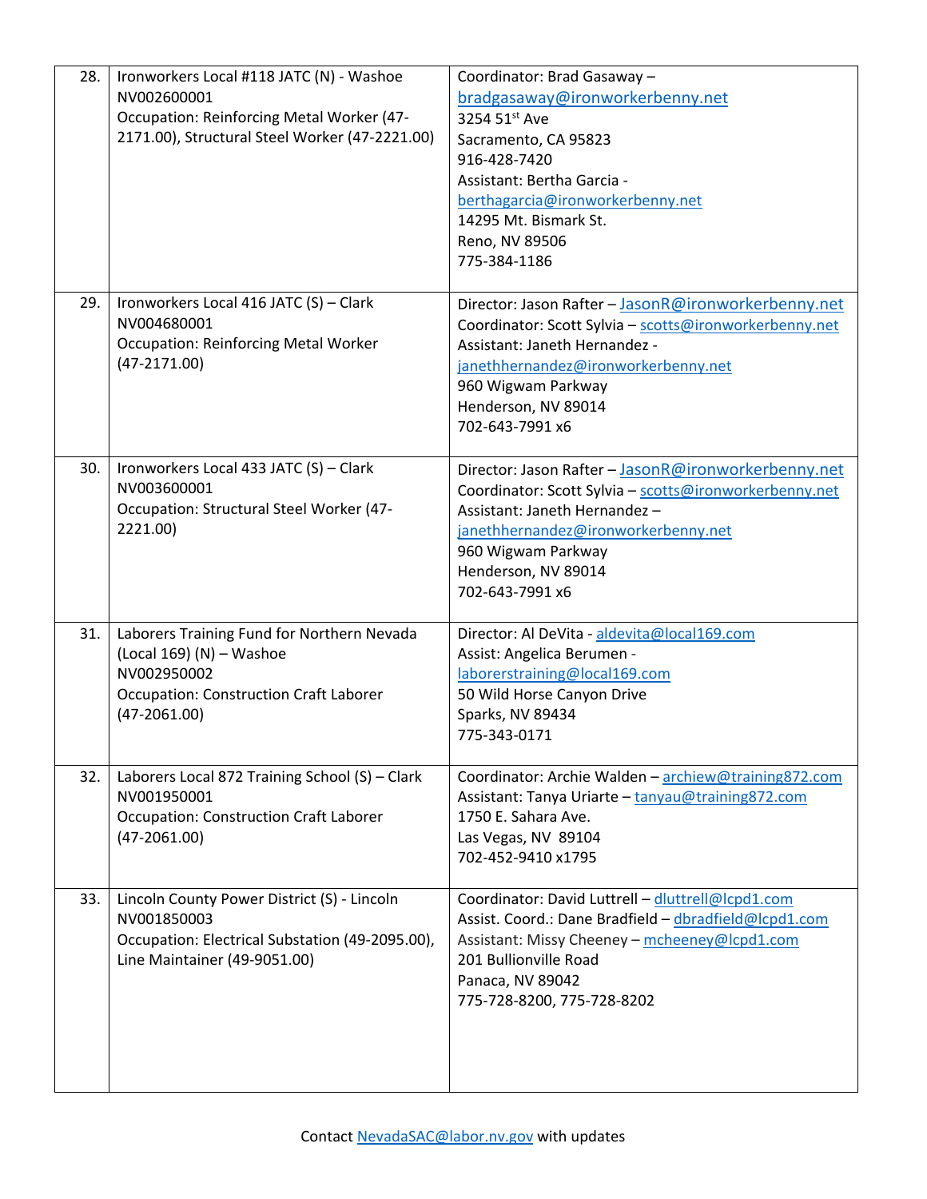| | | |
|---|---|---|
| 28. | Ironworkers Local #118 JATC (N) - Washoe<br>NV002600001<br>Occupation: Reinforcing Metal Worker (47-2171.00), Structural Steel Worker (47-2221.00) | Coordinator: Brad Gasaway – bradgasaway@ironworkerbenny.net<br>3254 51st Ave<br>Sacramento, CA 95823<br>916-428-7420<br>Assistant: Bertha Garcia - berthagarcia@ironworkerbenny.net<br>14295 Mt. Bismark St.<br>Reno, NV 89506<br>775-384-1186 |
| 29. | Ironworkers Local 416 JATC (S) – Clark<br>NV004680001<br>Occupation: Reinforcing Metal Worker (47-2171.00) | Director: Jason Rafter – JasonR@ironworkerbenny.net<br>Coordinator: Scott Sylvia – scotts@ironworkerbenny.net<br>Assistant: Janeth Hernandez - janethhernandez@ironworkerbenny.net<br>960 Wigwam Parkway<br>Henderson, NV 89014<br>702-643-7991 x6 |
| 30. | Ironworkers Local 433 JATC (S) – Clark<br>NV003600001<br>Occupation: Structural Steel Worker (47-2221.00) | Director: Jason Rafter – JasonR@ironworkerbenny.net<br>Coordinator: Scott Sylvia – scotts@ironworkerbenny.net<br>Assistant: Janeth Hernandez – janethhernandez@ironworkerbenny.net<br>960 Wigwam Parkway<br>Henderson, NV 89014<br>702-643-7991 x6 |
| 31. | Laborers Training Fund for Northern Nevada (Local 169) (N) – Washoe<br>NV002950002<br>Occupation: Construction Craft Laborer (47-2061.00) | Director: Al DeVita - aldevita@local169.com<br>Assist: Angelica Berumen - laborerstraining@local169.com<br>50 Wild Horse Canyon Drive<br>Sparks, NV 89434<br>775-343-0171 |
| 32. | Laborers Local 872 Training School (S) – Clark<br>NV001950001<br>Occupation: Construction Craft Laborer (47-2061.00) | Coordinator: Archie Walden – archiew@training872.com<br>Assistant: Tanya Uriarte – tanyau@training872.com<br>1750 E. Sahara Ave.<br>Las Vegas, NV 89104<br>702-452-9410 x1795 |
| 33. | Lincoln County Power District (S) - Lincoln<br>NV001850003<br>Occupation: Electrical Substation (49-2095.00), Line Maintainer (49-9051.00) | Coordinator: David Luttrell – dluttrell@lcpd1.com<br>Assist. Coord.: Dane Bradfield – dbradfield@lcpd1.com<br>Assistant: Missy Cheeney – mcheeney@lcpd1.com<br>201 Bullionville Road<br>Panaca, NV 89042<br>775-728-8200, 775-728-8202 |

Contact NevadaSAC@labor.nv.gov with updates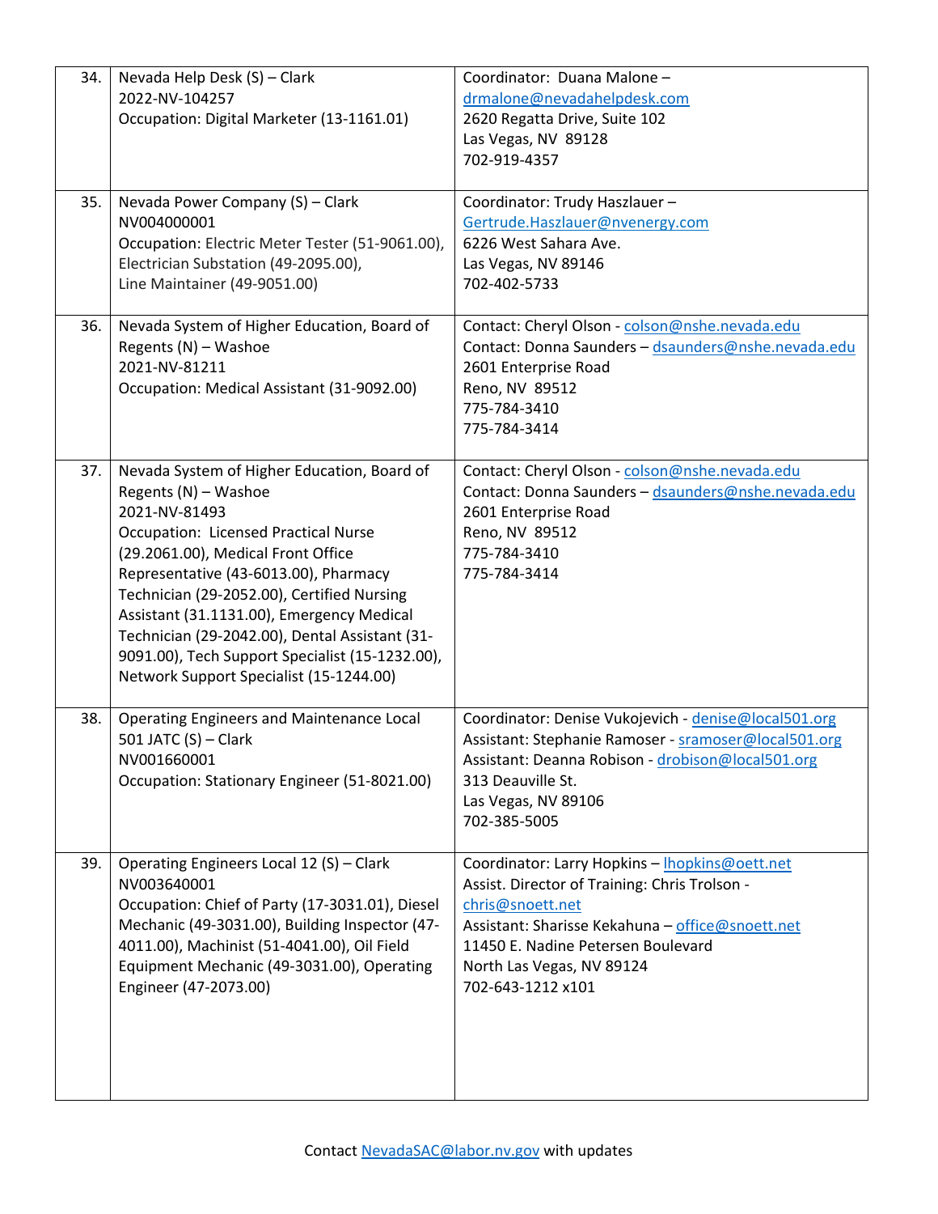| | | |
|---|---|---|
| 34. | Nevada Help Desk (S) – Clark<br>2022-NV-104257<br>Occupation: Digital Marketer (13-1161.01) | Coordinator: Duana Malone – drmalone@nevadahelpdesk.com<br>2620 Regatta Drive, Suite 102<br>Las Vegas, NV 89128<br>702-919-4357 |
| 35. | Nevada Power Company (S) – Clark<br>NV004000001<br>Occupation: Electric Meter Tester (51-9061.00), Electrician Substation (49-2095.00),<br>Line Maintainer (49-9051.00) | Coordinator: Trudy Haszlauer – Gertrude.Haszlauer@nvenergy.com<br>6226 West Sahara Ave.<br>Las Vegas, NV 89146<br>702-402-5733 |
| 36. | Nevada System of Higher Education, Board of Regents (N) – Washoe<br>2021-NV-81211<br>Occupation: Medical Assistant (31-9092.00) | Contact: Cheryl Olson - colson@nshe.nevada.edu<br>Contact: Donna Saunders – dsaunders@nshe.nevada.edu<br>2601 Enterprise Road<br>Reno, NV 89512<br>775-784-3410<br>775-784-3414 |
| 37. | Nevada System of Higher Education, Board of Regents (N) – Washoe<br>2021-NV-81493<br>Occupation: Licensed Practical Nurse (29.2061.00), Medical Front Office Representative (43-6013.00), Pharmacy Technician (29-2052.00), Certified Nursing Assistant (31.1131.00), Emergency Medical Technician (29-2042.00), Dental Assistant (31-9091.00), Tech Support Specialist (15-1232.00), Network Support Specialist (15-1244.00) | Contact: Cheryl Olson - colson@nshe.nevada.edu<br>Contact: Donna Saunders – dsaunders@nshe.nevada.edu<br>2601 Enterprise Road<br>Reno, NV 89512<br>775-784-3410<br>775-784-3414 |
| 38. | Operating Engineers and Maintenance Local 501 JATC (S) – Clark<br>NV001660001<br>Occupation: Stationary Engineer (51-8021.00) | Coordinator: Denise Vukojevich - denise@local501.org<br>Assistant: Stephanie Ramoser - sramoser@local501.org<br>Assistant: Deanna Robison - drobison@local501.org<br>313 Deauville St.<br>Las Vegas, NV 89106<br>702-385-5005 |
| 39. | Operating Engineers Local 12 (S) – Clark<br>NV003640001<br>Occupation: Chief of Party (17-3031.01), Diesel Mechanic (49-3031.00), Building Inspector (47-4011.00), Machinist (51-4041.00), Oil Field Equipment Mechanic (49-3031.00), Operating Engineer (47-2073.00) | Coordinator: Larry Hopkins – lhopkins@oett.net<br>Assist. Director of Training: Chris Trolson - chris@snoett.net<br>Assistant: Sharisse Kekahuna – office@snoett.net<br>11450 E. Nadine Petersen Boulevard<br>North Las Vegas, NV 89124<br>702-643-1212 x101 |

Contact NevadaSAC@labor.nv.gov with updates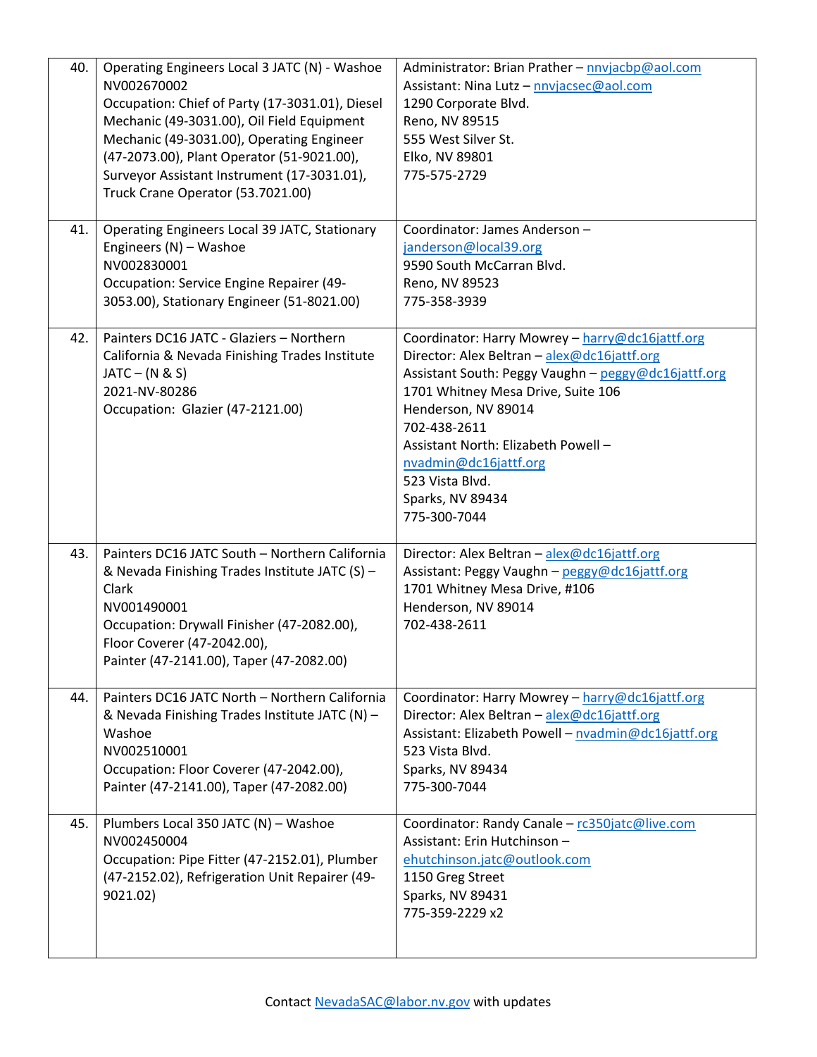| | | |
|---|---|---|
| 40. | Operating Engineers Local 3 JATC (N) - Washoe<br>NV002670002<br>Occupation: Chief of Party (17-3031.01), Diesel Mechanic (49-3031.00), Oil Field Equipment Mechanic (49-3031.00), Operating Engineer (47-2073.00), Plant Operator (51-9021.00), Surveyor Assistant Instrument (17-3031.01), Truck Crane Operator (53.7021.00) | Administrator: Brian Prather – nnvjacbp@aol.com<br>Assistant: Nina Lutz – nnvjacsec@aol.com<br>1290 Corporate Blvd.<br>Reno, NV 89515<br>555 West Silver St.<br>Elko, NV 89801<br>775-575-2729 |
| 41. | Operating Engineers Local 39 JATC, Stationary Engineers (N) – Washoe<br>NV002830001<br>Occupation: Service Engine Repairer (49-3053.00), Stationary Engineer (51-8021.00) | Coordinator: James Anderson – janderson@local39.org<br>9590 South McCarran Blvd.<br>Reno, NV 89523<br>775-358-3939 |
| 42. | Painters DC16 JATC - Glaziers – Northern California & Nevada Finishing Trades Institute JATC – (N & S)<br>2021-NV-80286<br>Occupation: Glazier (47-2121.00) | Coordinator: Harry Mowrey – harry@dc16jattf.org<br>Director: Alex Beltran – alex@dc16jattf.org<br>Assistant South: Peggy Vaughn – peggy@dc16jattf.org<br>1701 Whitney Mesa Drive, Suite 106<br>Henderson, NV 89014<br>702-438-2611<br>Assistant North: Elizabeth Powell – nvadmin@dc16jattf.org<br>523 Vista Blvd.<br>Sparks, NV 89434<br>775-300-7044 |
| 43. | Painters DC16 JATC South – Northern California & Nevada Finishing Trades Institute JATC (S) – Clark<br>NV001490001<br>Occupation: Drywall Finisher (47-2082.00), Floor Coverer (47-2042.00), Painter (47-2141.00), Taper (47-2082.00) | Director: Alex Beltran – alex@dc16jattf.org<br>Assistant: Peggy Vaughn – peggy@dc16jattf.org<br>1701 Whitney Mesa Drive, #106<br>Henderson, NV 89014<br>702-438-2611 |
| 44. | Painters DC16 JATC North – Northern California & Nevada Finishing Trades Institute JATC (N) – Washoe<br>NV002510001<br>Occupation: Floor Coverer (47-2042.00), Painter (47-2141.00), Taper (47-2082.00) | Coordinator: Harry Mowrey – harry@dc16jattf.org<br>Director: Alex Beltran – alex@dc16jattf.org<br>Assistant: Elizabeth Powell – nvadmin@dc16jattf.org<br>523 Vista Blvd.<br>Sparks, NV 89434<br>775-300-7044 |
| 45. | Plumbers Local 350 JATC (N) – Washoe<br>NV002450004<br>Occupation: Pipe Fitter (47-2152.01), Plumber (47-2152.02), Refrigeration Unit Repairer (49-9021.02) | Coordinator: Randy Canale – rc350jatc@live.com<br>Assistant: Erin Hutchinson – ehutchinson.jatc@outlook.com<br>1150 Greg Street<br>Sparks, NV 89431<br>775-359-2229 x2 |

Contact NevadaSAC@labor.nv.gov with updates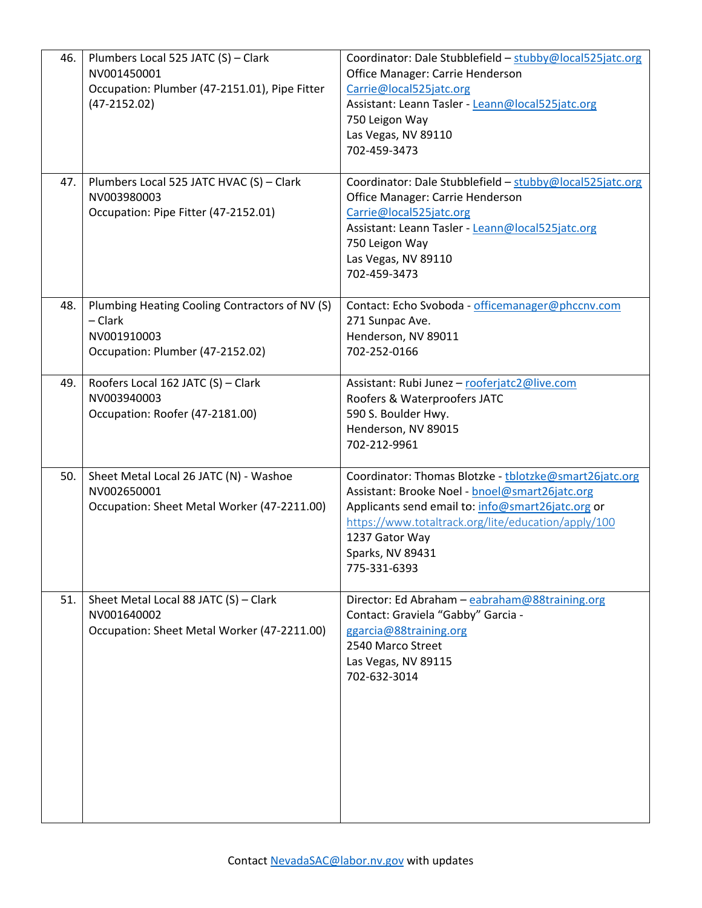| | | |
|---|---|---|
| 46. | Plumbers Local 525 JATC (S) – Clark<br>NV001450001<br>Occupation: Plumber (47-2151.01), Pipe Fitter (47-2152.02) | Coordinator: Dale Stubblefield – stubby@local525jatc.org<br>Office Manager: Carrie Henderson<br>Carrie@local525jatc.org<br>Assistant: Leann Tasler - Leann@local525jatc.org<br>750 Leigon Way<br>Las Vegas, NV 89110<br>702-459-3473 |
| 47. | Plumbers Local 525 JATC HVAC (S) – Clark<br>NV003980003<br>Occupation: Pipe Fitter (47-2152.01) | Coordinator: Dale Stubblefield – stubby@local525jatc.org<br>Office Manager: Carrie Henderson<br>Carrie@local525jatc.org<br>Assistant: Leann Tasler - Leann@local525jatc.org<br>750 Leigon Way<br>Las Vegas, NV 89110<br>702-459-3473 |
| 48. | Plumbing Heating Cooling Contractors of NV (S) – Clark<br>NV001910003<br>Occupation: Plumber (47-2152.02) | Contact: Echo Svoboda - officemanager@phccnv.com<br>271 Sunpac Ave.<br>Henderson, NV 89011<br>702-252-0166 |
| 49. | Roofers Local 162 JATC (S) – Clark<br>NV003940003<br>Occupation: Roofer (47-2181.00) | Assistant: Rubi Junez – rooferjatc2@live.com<br>Roofers & Waterproofers JATC<br>590 S. Boulder Hwy.<br>Henderson, NV 89015<br>702-212-9961 |
| 50. | Sheet Metal Local 26 JATC (N) - Washoe<br>NV002650001<br>Occupation: Sheet Metal Worker (47-2211.00) | Coordinator: Thomas Blotzke - tblotzke@smart26jatc.org<br>Assistant: Brooke Noel - bnoel@smart26jatc.org<br>Applicants send email to: info@smart26jatc.org or<br>https://www.totaltrack.org/lite/education/apply/100<br>1237 Gator Way<br>Sparks, NV 89431<br>775-331-6393 |
| 51. | Sheet Metal Local 88 JATC (S) – Clark<br>NV001640002<br>Occupation: Sheet Metal Worker (47-2211.00) | Director: Ed Abraham – eabraham@88training.org<br>Contact: Graviela "Gabby" Garcia - ggarcia@88training.org<br>2540 Marco Street<br>Las Vegas, NV 89115<br>702-632-3014 |

Contact NevadaSAC@labor.nv.gov with updates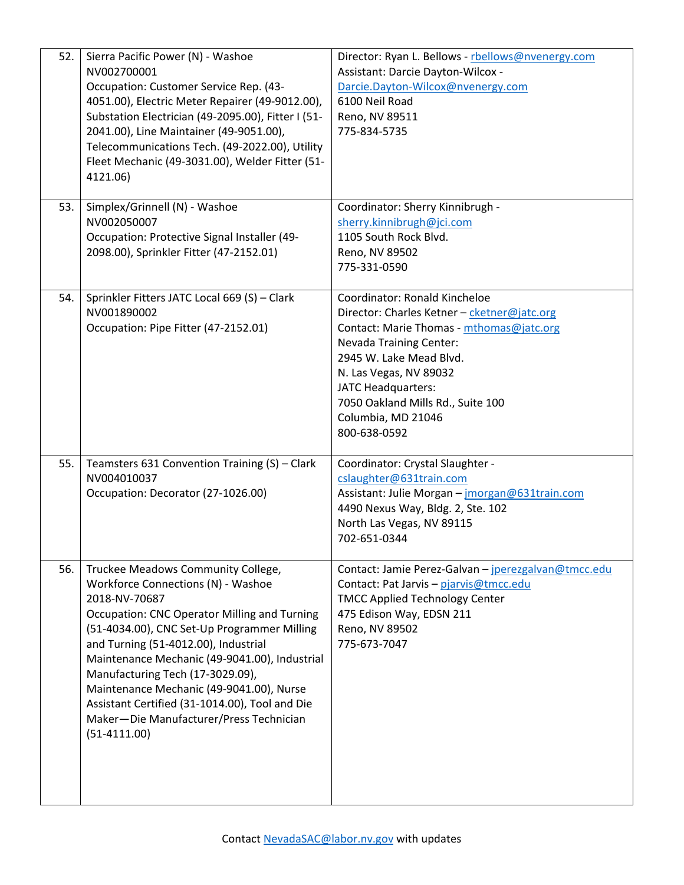| | | |
|---|---|---|
| 52. | Sierra Pacific Power (N) - Washoe<br>NV002700001<br>Occupation: Customer Service Rep. (43-4051.00), Electric Meter Repairer (49-9012.00), Substation Electrician (49-2095.00), Fitter I (51-2041.00), Line Maintainer (49-9051.00), Telecommunications Tech. (49-2022.00), Utility Fleet Mechanic (49-3031.00), Welder Fitter (51-4121.06) | Director: Ryan L. Bellows - rbellows@nvenergy.com<br>Assistant: Darcie Dayton-Wilcox - Darcie.Dayton-Wilcox@nvenergy.com<br>6100 Neil Road<br>Reno, NV 89511<br>775-834-5735 |
| 53. | Simplex/Grinnell (N) - Washoe<br>NV002050007<br>Occupation: Protective Signal Installer (49-2098.00), Sprinkler Fitter (47-2152.01) | Coordinator: Sherry Kinnibrugh - sherry.kinnibrugh@jci.com<br>1105 South Rock Blvd.<br>Reno, NV 89502<br>775-331-0590 |
| 54. | Sprinkler Fitters JATC Local 669 (S) – Clark<br>NV001890002<br>Occupation: Pipe Fitter (47-2152.01) | Coordinator: Ronald Kincheloe<br>Director: Charles Ketner – cketner@jatc.org<br>Contact: Marie Thomas - mthomas@jatc.org<br>Nevada Training Center:<br>2945 W. Lake Mead Blvd.<br>N. Las Vegas, NV 89032<br>JATC Headquarters:<br>7050 Oakland Mills Rd., Suite 100<br>Columbia, MD 21046<br>800-638-0592 |
| 55. | Teamsters 631 Convention Training (S) – Clark<br>NV004010037<br>Occupation: Decorator (27-1026.00) | Coordinator: Crystal Slaughter - cslaughter@631train.com<br>Assistant: Julie Morgan – jmorgan@631train.com<br>4490 Nexus Way, Bldg. 2, Ste. 102<br>North Las Vegas, NV 89115<br>702-651-0344 |
| 56. | Truckee Meadows Community College, Workforce Connections (N) - Washoe<br>2018-NV-70687<br>Occupation: CNC Operator Milling and Turning (51-4034.00), CNC Set-Up Programmer Milling and Turning (51-4012.00), Industrial Maintenance Mechanic (49-9041.00), Industrial Manufacturing Tech (17-3029.09), Maintenance Mechanic (49-9041.00), Nurse Assistant Certified (31-1014.00), Tool and Die Maker—Die Manufacturer/Press Technician (51-4111.00) | Contact: Jamie Perez-Galvan – jperezgalvan@tmcc.edu<br>Contact: Pat Jarvis – pjarvis@tmcc.edu<br>TMCC Applied Technology Center<br>475 Edison Way, EDSN 211<br>Reno, NV 89502<br>775-673-7047 |

Contact NevadaSAC@labor.nv.gov with updates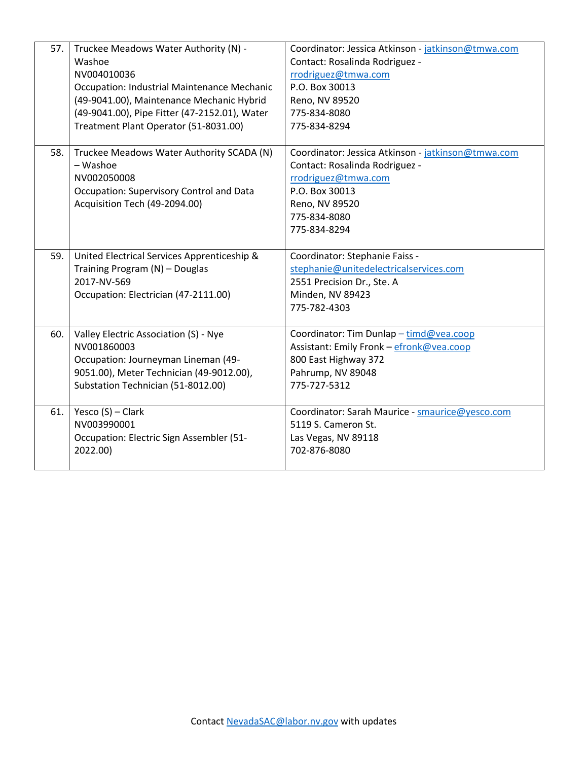| | | |
|---|---|---|
| 57. | Truckee Meadows Water Authority (N) - Washoe<br>NV004010036<br>Occupation: Industrial Maintenance Mechanic (49-9041.00), Maintenance Mechanic Hybrid (49-9041.00), Pipe Fitter (47-2152.01), Water Treatment Plant Operator (51-8031.00) | Coordinator: Jessica Atkinson - jatkinson@tmwa.com<br>Contact: Rosalinda Rodriguez - rrodriguez@tmwa.com<br>P.O. Box 30013<br>Reno, NV 89520<br>775-834-8080<br>775-834-8294 |
| 58. | Truckee Meadows Water Authority SCADA (N) – Washoe<br>NV002050008<br>Occupation: Supervisory Control and Data Acquisition Tech (49-2094.00) | Coordinator: Jessica Atkinson - jatkinson@tmwa.com<br>Contact: Rosalinda Rodriguez - rrodriguez@tmwa.com<br>P.O. Box 30013<br>Reno, NV 89520<br>775-834-8080<br>775-834-8294 |
| 59. | United Electrical Services Apprenticeship & Training Program (N) – Douglas<br>2017-NV-569<br>Occupation: Electrician (47-2111.00) | Coordinator: Stephanie Faiss - stephanie@unitedelectricalservices.com<br>2551 Precision Dr., Ste. A<br>Minden, NV 89423<br>775-782-4303 |
| 60. | Valley Electric Association (S) - Nye<br>NV001860003<br>Occupation: Journeyman Lineman (49-9051.00), Meter Technician (49-9012.00), Substation Technician (51-8012.00) | Coordinator: Tim Dunlap – timd@vea.coop<br>Assistant: Emily Fronk – efronk@vea.coop<br>800 East Highway 372<br>Pahrump, NV 89048<br>775-727-5312 |
| 61. | Yesco (S) – Clark<br>NV003990001<br>Occupation: Electric Sign Assembler (51-2022.00) | Coordinator: Sarah Maurice - smaurice@yesco.com<br>5119 S. Cameron St.<br>Las Vegas, NV 89118<br>702-876-8080 |

Contact NevadaSAC@labor.nv.gov with updates